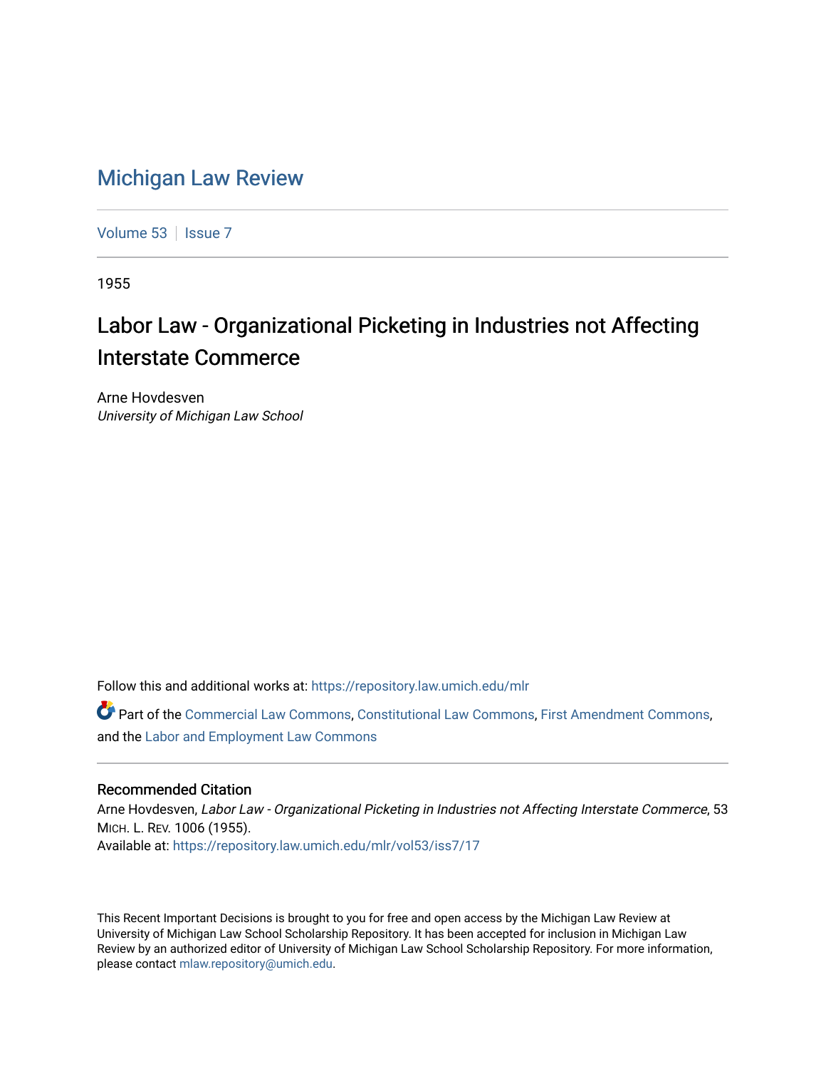# Michigan Law Review

Volume 53 | Issue 7

1955

## Labor Law - Organizational Picketing in Industries not Affecting Interstate Commerce

Arne Hovdesven
*University of Michigan Law School*

Follow this and additional works at: https://repository.law.umich.edu/mlr

Part of the Commercial Law Commons, Constitutional Law Commons, First Amendment Commons, and the Labor and Employment Law Commons

### Recommended Citation

Arne Hovdesven, *Labor Law - Organizational Picketing in Industries not Affecting Interstate Commerce*, 53 MICH. L. REV. 1006 (1955).
Available at: https://repository.law.umich.edu/mlr/vol53/iss7/17

This Recent Important Decisions is brought to you for free and open access by the Michigan Law Review at University of Michigan Law School Scholarship Repository. It has been accepted for inclusion in Michigan Law Review by an authorized editor of University of Michigan Law School Scholarship Repository. For more information, please contact mlaw.repository@umich.edu.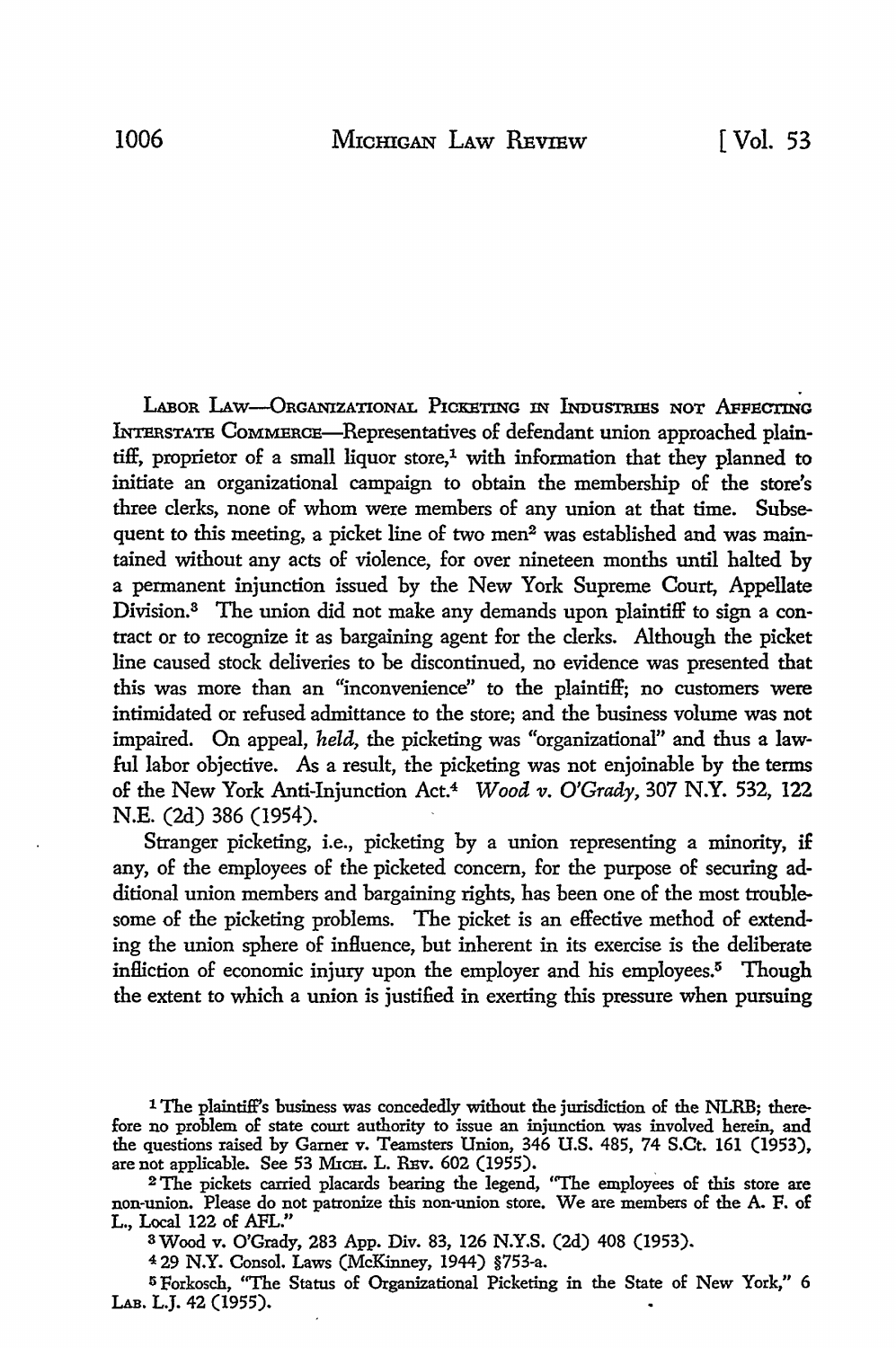LABOR LAW—ORGANIZATIONAL PICKETING IN INDUSTRIES NOT AFFECTING INTERSTATE COMMERCE—Representatives of defendant union approached plaintiff, proprietor of a small liquor store,[1] with information that they planned to initiate an organizational campaign to obtain the membership of the store's three clerks, none of whom were members of any union at that time. Subsequent to this meeting, a picket line of two men[2] was established and was maintained without any acts of violence, for over nineteen months until halted by a permanent injunction issued by the New York Supreme Court, Appellate Division.[3] The union did not make any demands upon plaintiff to sign a contract or to recognize it as bargaining agent for the clerks. Although the picket line caused stock deliveries to be discontinued, no evidence was presented that this was more than an "inconvenience" to the plaintiff; no customers were intimidated or refused admittance to the store; and the business volume was not impaired. On appeal, *held*, the picketing was "organizational" and thus a lawful labor objective. As a result, the picketing was not enjoinable by the terms of the New York Anti-Injunction Act.[4] *Wood v. O'Grady*, 307 N.Y. 532, 122 N.E. (2d) 386 (1954).

Stranger picketing, i.e., picketing by a union representing a minority, if any, of the employees of the picketed concern, for the purpose of securing additional union members and bargaining rights, has been one of the most troublesome of the picketing problems. The picket is an effective method of extending the union sphere of influence, but inherent in its exercise is the deliberate infliction of economic injury upon the employer and his employees.[5] Though the extent to which a union is justified in exerting this pressure when pursuing

---

[1] The plaintiff's business was concededly without the jurisdiction of the NLRB; therefore no problem of state court authority to issue an injunction was involved herein, and the questions raised by Garner v. Teamsters Union, 346 U.S. 485, 74 S.Ct. 161 (1953), are not applicable. See 53 MICH. L. REV. 602 (1955).

[2] The pickets carried placards bearing the legend, "The employees of this store are non-union. Please do not patronize this non-union store. We are members of the A. F. of L., Local 122 of AFL."

[3] Wood v. O'Grady, 283 App. Div. 83, 126 N.Y.S. (2d) 408 (1953).

[4] 29 N.Y. Consol. Laws (McKinney, 1944) §753-a.

[5] Forkosch, "The Status of Organizational Picketing in the State of New York," 6 LAB. L.J. 42 (1955).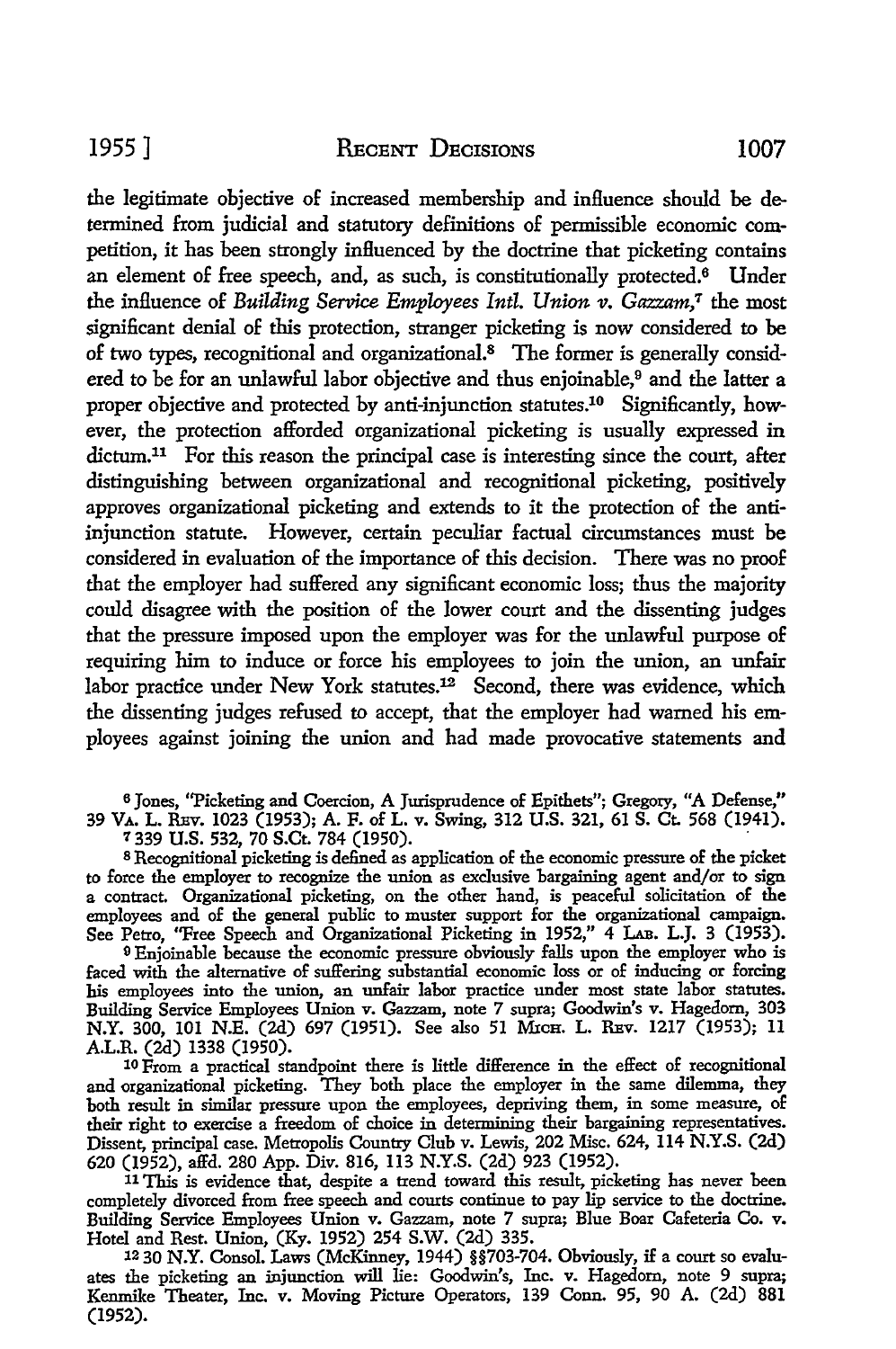the legitimate objective of increased membership and influence should be determined from judicial and statutory definitions of permissible economic competition, it has been strongly influenced by the doctrine that picketing contains an element of free speech, and, as such, is constitutionally protected.[6] Under the influence of *Building Service Employees Intl. Union v. Gazzam*,[7] the most significant denial of this protection, stranger picketing is now considered to be of two types, recognitional and organizational.[8] The former is generally considered to be for an unlawful labor objective and thus enjoinable,[9] and the latter a proper objective and protected by anti-injunction statutes.[10] Significantly, however, the protection afforded organizational picketing is usually expressed in dictum.[11] For this reason the principal case is interesting since the court, after distinguishing between organizational and recognitional picketing, positively approves organizational picketing and extends to it the protection of the anti-injunction statute. However, certain peculiar factual circumstances must be considered in evaluation of the importance of this decision. There was no proof that the employer had suffered any significant economic loss; thus the majority could disagree with the position of the lower court and the dissenting judges that the pressure imposed upon the employer was for the unlawful purpose of requiring him to induce or force his employees to join the union, an unfair labor practice under New York statutes.[12] Second, there was evidence, which the dissenting judges refused to accept, that the employer had warned his employees against joining the union and had made provocative statements and

---

[6] Jones, "Picketing and Coercion, A Jurisprudence of Epithets"; Gregory, "A Defense," 39 VA. L. REV. 1023 (1953); A. F. of L. v. Swing, 312 U.S. 321, 61 S. Ct. 568 (1941).

[7] 339 U.S. 532, 70 S.Ct. 784 (1950).

[8] Recognitional picketing is defined as application of the economic pressure of the picket to force the employer to recognize the union as exclusive bargaining agent and/or to sign a contract. Organizational picketing, on the other hand, is peaceful solicitation of the employees and of the general public to muster support for the organizational campaign. See Petro, "Free Speech and Organizational Picketing in 1952," 4 LAB. L.J. 3 (1953).

[9] Enjoinable because the economic pressure obviously falls upon the employer who is faced with the alternative of suffering substantial economic loss or of inducing or forcing his employees into the union, an unfair labor practice under most state labor statutes. Building Service Employees Union v. Gazzam, note 7 supra; Goodwin's v. Hagedorn, 303 N.Y. 300, 101 N.E. (2d) 697 (1951). See also 51 MICH. L. REV. 1217 (1953); 11 A.L.R. (2d) 1338 (1950).

[10] From a practical standpoint there is little difference in the effect of recognitional and organizational picketing. They both place the employer in the same dilemma, they both result in similar pressure upon the employees, depriving them, in some measure, of their right to exercise a freedom of choice in determining their bargaining representatives. Dissent, principal case. Metropolis Country Club v. Lewis, 202 Misc. 624, 114 N.Y.S. (2d) 620 (1952), affd. 280 App. Div. 816, 113 N.Y.S. (2d) 923 (1952).

[11] This is evidence that, despite a trend toward this result, picketing has never been completely divorced from free speech and courts continue to pay lip service to the doctrine. Building Service Employees Union v. Gazzam, note 7 supra; Blue Boar Cafeteria Co. v. Hotel and Rest. Union, (Ky. 1952) 254 S.W. (2d) 335.

[12] 30 N.Y. Consol. Laws (McKinney, 1944) §§703-704. Obviously, if a court so evaluates the picketing an injunction will lie: Goodwin's, Inc. v. Hagedorn, note 9 supra; Kenmike Theater, Inc. v. Moving Picture Operators, 139 Conn. 95, 90 A. (2d) 881 (1952).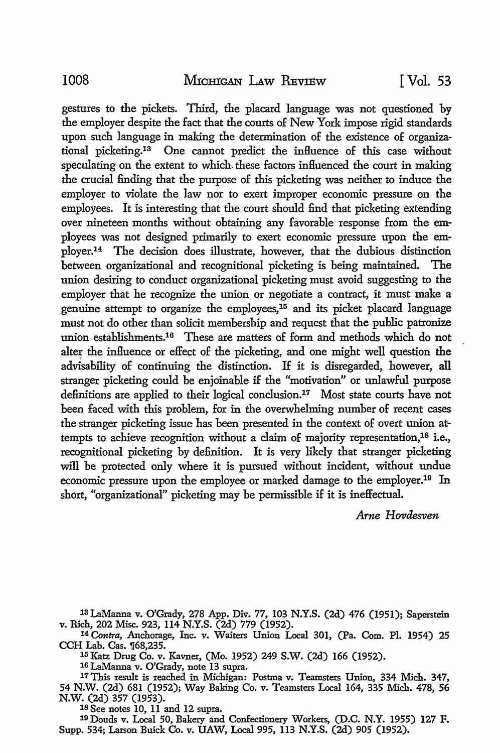gestures to the pickets. Third, the placard language was not questioned by the employer despite the fact that the courts of New York impose rigid standards upon such language in making the determination of the existence of organizational picketing.[13] One cannot predict the influence of this case without speculating on the extent to which these factors influenced the court in making the crucial finding that the purpose of this picketing was neither to induce the employer to violate the law nor to exert improper economic pressure on the employees. It is interesting that the court should find that picketing extending over nineteen months without obtaining any favorable response from the employees was not designed primarily to exert economic pressure upon the employer.[14] The decision does illustrate, however, that the dubious distinction between organizational and recognitional picketing is being maintained. The union desiring to conduct organizational picketing must avoid suggesting to the employer that he recognize the union or negotiate a contract, it must make a genuine attempt to organize the employees,[15] and its picket placard language must not do other than solicit membership and request that the public patronize union establishments.[16] These are matters of form and methods which do not alter the influence or effect of the picketing, and one might well question the advisability of continuing the distinction. If it is disregarded, however, all stranger picketing could be enjoinable if the "motivation" or unlawful purpose definitions are applied to their logical conclusion.[17] Most state courts have not been faced with this problem, for in the overwhelming number of recent cases the stranger picketing issue has been presented in the context of overt union attempts to achieve recognition without a claim of majority representation,[18] i.e., recognitional picketing by definition. It is very likely that stranger picketing will be protected only where it is pursued without incident, without undue economic pressure upon the employee or marked damage to the employer.[19] In short, "organizational" picketing may be permissible if it is ineffectual.

*Arne Hovdesven*

---

[13] LaManna v. O'Grady, 278 App. Div. 77, 103 N.Y.S. (2d) 476 (1951); Saperstein v. Rich, 202 Misc. 923, 114 N.Y.S. (2d) 779 (1952).

[14] *Contra*, Anchorage, Inc. v. Waiters Union Local 301, (Pa. Com. Pl. 1954) 25 CCH Lab. Cas. ¶68,235.

[15] Katz Drug Co. v. Kavner, (Mo. 1952) 249 S.W. (2d) 166 (1952).

[16] LaManna v. O'Grady, note 13 supra.

[17] This result is reached in Michigan: Postma v. Teamsters Union, 334 Mich. 347, 54 N.W. (2d) 681 (1952); Way Baking Co. v. Teamsters Local 164, 335 Mich. 478, 56 N.W. (2d) 357 (1953).

[18] See notes 10, 11 and 12 supra.

[19] Douds v. Local 50, Bakery and Confectionery Workers, (D.C. N.Y. 1955) 127 F. Supp. 534; Larson Buick Co. v. UAW, Local 995, 113 N.Y.S. (2d) 905 (1952).